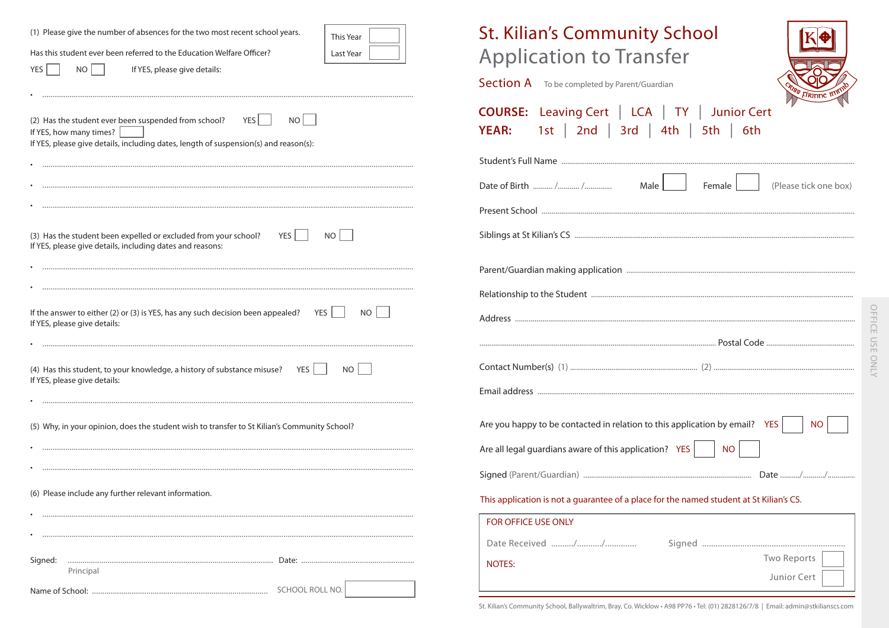# St. Kilian's Community School

## Application to Transfer

**Section A** To be completed by Parent/Guardian

**COURSE:** Leaving Cert | LCA | TY | Junior Cert

**YEAR:** 1st | 2nd | 3rd | 4th | 5th | 6th

Student's Full Name ..............................................................................

Date of Birth ........ /......... /........... Male ☐ Female ☐ (Please tick one box)

Present School ..............................................................................

Siblings at St Kilian's CS ..............................................................................

Parent/Guardian making application ..............................................................................

Relationship to the Student ..............................................................................

Address ..............................................................................

.............................................................................. Postal Code ..............................

Contact Number(s) (1) .............................................. (2) ..............................................

Email address ..............................................................................

Are you happy to be contacted in relation to this application by email? YES ☐ NO ☐

Are all legal guardians aware of this application? YES ☐ NO ☐

Signed (Parent/Guardian) .............................................................. Date ........./........../...........

This application is not a guarantee of a place for the named student at St Kilian's CS.

**FOR OFFICE USE ONLY**

Date Received ........./........../........... Signed ..............................................................

NOTES:

Two Reports ☐

Junior Cert ☐

St. Kilian's Community School, Ballywaltrim, Bray, Co. Wicklow • A98 PP76 • Tel: (01) 2828126/7/8 | Email: admin@stkilianscs.com

OFFICE USE ONLY

---

(1) Please give the number of absences for the two most recent school years.

| | |
|---|---|
| This Year | |
| Last Year | |

Has this student ever been referred to the Education Welfare Officer?

YES ☐ NO ☐ If YES, please give details:

- ..............................................................................

(2) Has the student ever been suspended from school? YES ☐ NO ☐

If YES, how many times? ☐

If YES, please give details, including dates, length of suspension(s) and reason(s):

- ..............................................................................
- ..............................................................................
- ..............................................................................

(3) Has the student been expelled or excluded from your school? YES ☐ NO ☐

If YES, please give details, including dates and reasons:

- ..............................................................................
- ..............................................................................

If the answer to either (2) or (3) is YES, has any such decision been appealed? YES ☐ NO ☐

If YES, please give details:

- ..............................................................................

(4) Has this student, to your knowledge, a history of substance misuse? YES ☐ NO ☐

If YES, please give details:

- ..............................................................................

(5) Why, in your opinion, does the student wish to transfer to St Kilian's Community School?

- ..............................................................................
- ..............................................................................

(6) Please include any further relevant information.

- ..............................................................................
- ..............................................................................

Signed: .............................................................. Date: ..............................................

Principal

Name of School: .............................................................. SCHOOL ROLL NO. ☐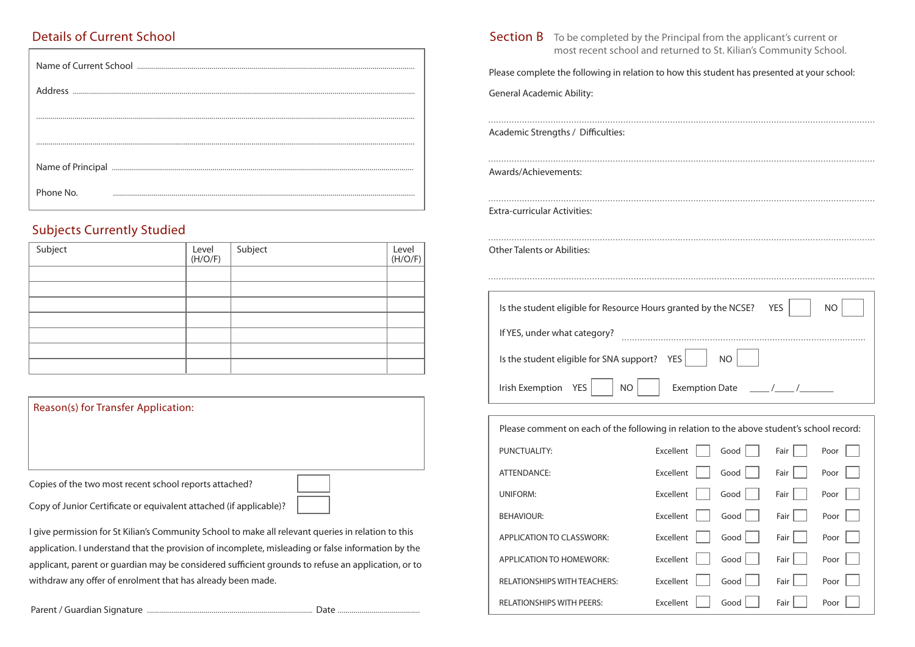## Details of Current School

Name of Current School ..........................................................................................................

Address ..........................................................................................................

..........................................................................................................

..........................................................................................................

Name of Principal ..........................................................................................................

Phone No. ..........................................................................................................

## Subjects Currently Studied

| Subject | Level (H/O/F) | Subject | Level (H/O/F) |
|---|---|---|---|
| | | | |
| | | | |
| | | | |
| | | | |
| | | | |
| | | | |
| | | | |

**Reason(s) for Transfer Application:**

Copies of the two most recent school reports attached? ☐

Copy of Junior Certificate or equivalent attached (if applicable)? ☐

I give permission for St Kilian's Community School to make all relevant queries in relation to this application. I understand that the provision of incomplete, misleading or false information by the applicant, parent or guardian may be considered sufficient grounds to refuse an application, or to withdraw any offer of enrolment that has already been made.

Parent / Guardian Signature .............................................................. Date ......................................

## Section B

To be completed by the Principal from the applicant's current or most recent school and returned to St. Kilian's Community School.

Please complete the following in relation to how this student has presented at your school:

General Academic Ability:

..........................................................................................................

Academic Strengths / Difficulties:

..........................................................................................................

Awards/Achievements:

..........................................................................................................

Extra-curricular Activities:

..........................................................................................................

Other Talents or Abilities:

..........................................................................................................

Is the student eligible for Resource Hours granted by the NCSE? YES ☐ NO ☐

If YES, under what category? ..........................................................................................

Is the student eligible for SNA support? YES ☐ NO ☐

Irish Exemption YES ☐ NO ☐ Exemption Date ____/____/_______

Please comment on each of the following in relation to the above student's school record:

| | | | | |
|---|---|---|---|---|
| PUNCTUALITY: | Excellent ☐ | Good ☐ | Fair ☐ | Poor ☐ |
| ATTENDANCE: | Excellent ☐ | Good ☐ | Fair ☐ | Poor ☐ |
| UNIFORM: | Excellent ☐ | Good ☐ | Fair ☐ | Poor ☐ |
| BEHAVIOUR: | Excellent ☐ | Good ☐ | Fair ☐ | Poor ☐ |
| APPLICATION TO CLASSWORK: | Excellent ☐ | Good ☐ | Fair ☐ | Poor ☐ |
| APPLICATION TO HOMEWORK: | Excellent ☐ | Good ☐ | Fair ☐ | Poor ☐ |
| RELATIONSHIPS WITH TEACHERS: | Excellent ☐ | Good ☐ | Fair ☐ | Poor ☐ |
| RELATIONSHIPS WITH PEERS: | Excellent ☐ | Good ☐ | Fair ☐ | Poor ☐ |